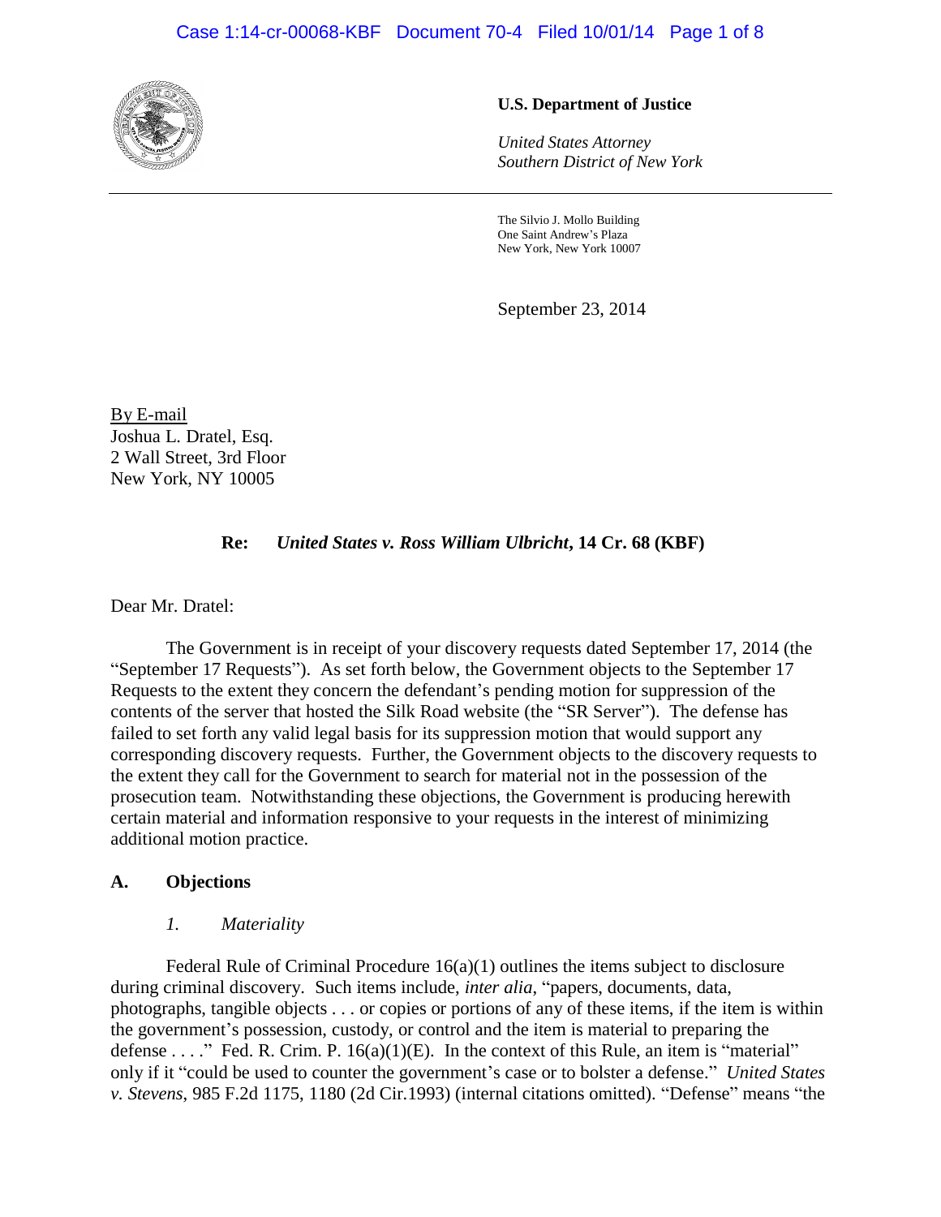**U.S. Department of Justice**

*United States Attorney*
*Southern District of New York*

The Silvio J. Mollo Building
One Saint Andrew's Plaza
New York, New York 10007

September 23, 2014

By E-mail
Joshua L. Dratel, Esq.
2 Wall Street, 3rd Floor
New York, NY 10005

**Re: *United States v. Ross William Ulbricht*, 14 Cr. 68 (KBF)**

Dear Mr. Dratel:

The Government is in receipt of your discovery requests dated September 17, 2014 (the "September 17 Requests"). As set forth below, the Government objects to the September 17 Requests to the extent they concern the defendant's pending motion for suppression of the contents of the server that hosted the Silk Road website (the "SR Server"). The defense has failed to set forth any valid legal basis for its suppression motion that would support any corresponding discovery requests. Further, the Government objects to the discovery requests to the extent they call for the Government to search for material not in the possession of the prosecution team. Notwithstanding these objections, the Government is producing herewith certain material and information responsive to your requests in the interest of minimizing additional motion practice.

## A. Objections

### *1. Materiality*

Federal Rule of Criminal Procedure 16(a)(1) outlines the items subject to disclosure during criminal discovery. Such items include, *inter alia*, "papers, documents, data, photographs, tangible objects . . . or copies or portions of any of these items, if the item is within the government's possession, custody, or control and the item is material to preparing the defense . . . ." Fed. R. Crim. P. 16(a)(1)(E). In the context of this Rule, an item is "material" only if it "could be used to counter the government's case or to bolster a defense." *United States v. Stevens*, 985 F.2d 1175, 1180 (2d Cir.1993) (internal citations omitted). "Defense" means "the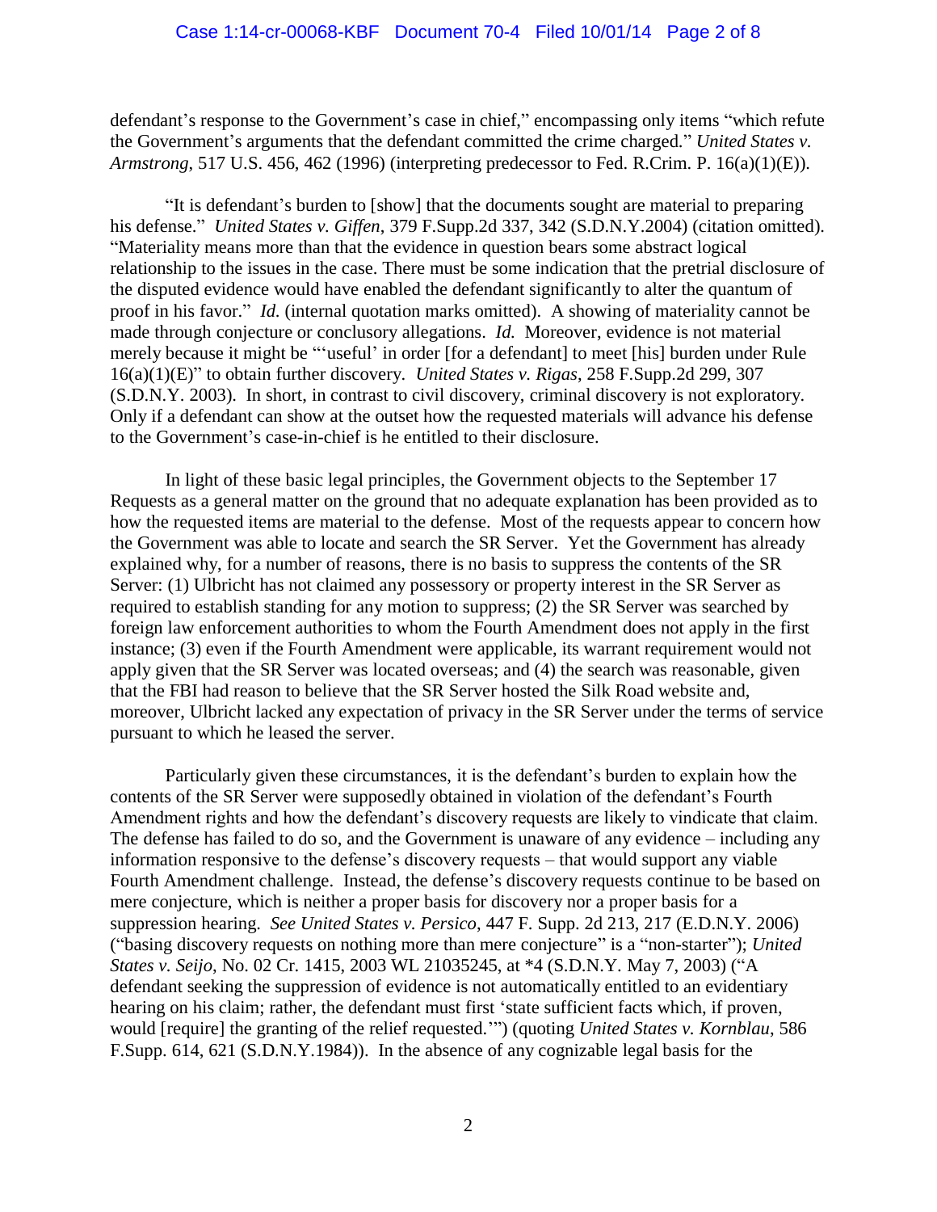defendant's response to the Government's case in chief," encompassing only items "which refute the Government's arguments that the defendant committed the crime charged." *United States v. Armstrong*, 517 U.S. 456, 462 (1996) (interpreting predecessor to Fed. R.Crim. P. 16(a)(1)(E)).

"It is defendant's burden to [show] that the documents sought are material to preparing his defense." *United States v. Giffen*, 379 F.Supp.2d 337, 342 (S.D.N.Y.2004) (citation omitted). "Materiality means more than that the evidence in question bears some abstract logical relationship to the issues in the case. There must be some indication that the pretrial disclosure of the disputed evidence would have enabled the defendant significantly to alter the quantum of proof in his favor." *Id.* (internal quotation marks omitted). A showing of materiality cannot be made through conjecture or conclusory allegations. *Id.* Moreover, evidence is not material merely because it might be "'useful' in order [for a defendant] to meet [his] burden under Rule 16(a)(1)(E)" to obtain further discovery. *United States v. Rigas*, 258 F.Supp.2d 299, 307 (S.D.N.Y. 2003). In short, in contrast to civil discovery, criminal discovery is not exploratory. Only if a defendant can show at the outset how the requested materials will advance his defense to the Government's case-in-chief is he entitled to their disclosure.

In light of these basic legal principles, the Government objects to the September 17 Requests as a general matter on the ground that no adequate explanation has been provided as to how the requested items are material to the defense. Most of the requests appear to concern how the Government was able to locate and search the SR Server. Yet the Government has already explained why, for a number of reasons, there is no basis to suppress the contents of the SR Server: (1) Ulbricht has not claimed any possessory or property interest in the SR Server as required to establish standing for any motion to suppress; (2) the SR Server was searched by foreign law enforcement authorities to whom the Fourth Amendment does not apply in the first instance; (3) even if the Fourth Amendment were applicable, its warrant requirement would not apply given that the SR Server was located overseas; and (4) the search was reasonable, given that the FBI had reason to believe that the SR Server hosted the Silk Road website and, moreover, Ulbricht lacked any expectation of privacy in the SR Server under the terms of service pursuant to which he leased the server.

Particularly given these circumstances, it is the defendant's burden to explain how the contents of the SR Server were supposedly obtained in violation of the defendant's Fourth Amendment rights and how the defendant's discovery requests are likely to vindicate that claim. The defense has failed to do so, and the Government is unaware of any evidence – including any information responsive to the defense's discovery requests – that would support any viable Fourth Amendment challenge. Instead, the defense's discovery requests continue to be based on mere conjecture, which is neither a proper basis for discovery nor a proper basis for a suppression hearing. *See United States v. Persico*, 447 F. Supp. 2d 213, 217 (E.D.N.Y. 2006) ("basing discovery requests on nothing more than mere conjecture" is a "non-starter"); *United States v. Seijo*, No. 02 Cr. 1415, 2003 WL 21035245, at *4 (S.D.N.Y. May 7, 2003) ("A defendant seeking the suppression of evidence is not automatically entitled to an evidentiary hearing on his claim; rather, the defendant must first 'state sufficient facts which, if proven, would [require] the granting of the relief requested.'") (quoting *United States v. Kornblau*, 586 F.Supp. 614, 621 (S.D.N.Y.1984)). In the absence of any cognizable legal basis for the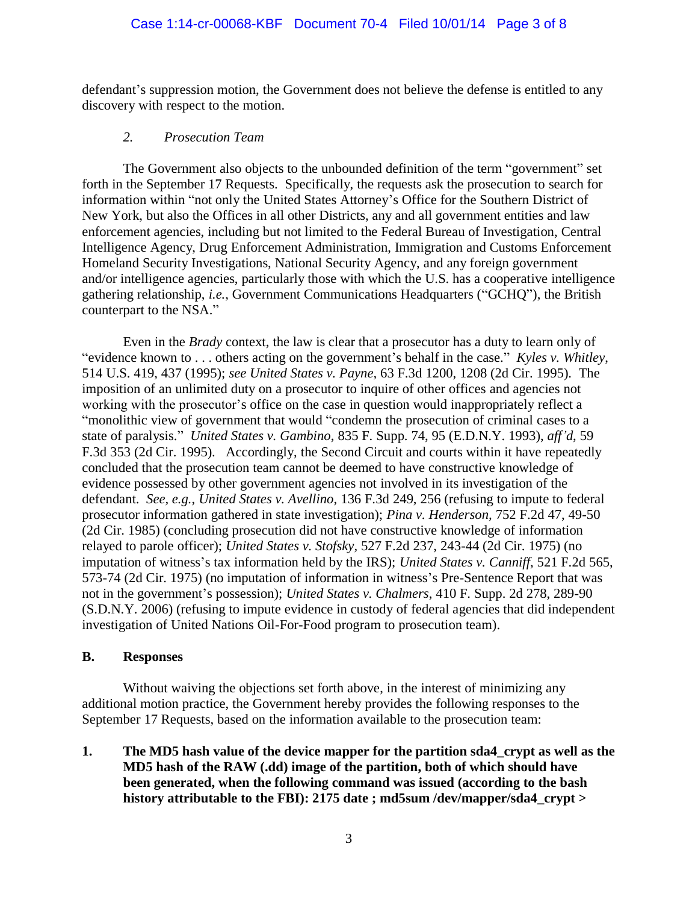defendant's suppression motion, the Government does not believe the defense is entitled to any discovery with respect to the motion.

*2. Prosecution Team*

The Government also objects to the unbounded definition of the term "government" set forth in the September 17 Requests. Specifically, the requests ask the prosecution to search for information within "not only the United States Attorney's Office for the Southern District of New York, but also the Offices in all other Districts, any and all government entities and law enforcement agencies, including but not limited to the Federal Bureau of Investigation, Central Intelligence Agency, Drug Enforcement Administration, Immigration and Customs Enforcement Homeland Security Investigations, National Security Agency, and any foreign government and/or intelligence agencies, particularly those with which the U.S. has a cooperative intelligence gathering relationship, *i.e.*, Government Communications Headquarters ("GCHQ"), the British counterpart to the NSA."

Even in the *Brady* context, the law is clear that a prosecutor has a duty to learn only of "evidence known to . . . others acting on the government's behalf in the case." *Kyles v. Whitley*, 514 U.S. 419, 437 (1995); *see United States v. Payne*, 63 F.3d 1200, 1208 (2d Cir. 1995). The imposition of an unlimited duty on a prosecutor to inquire of other offices and agencies not working with the prosecutor's office on the case in question would inappropriately reflect a "monolithic view of government that would "condemn the prosecution of criminal cases to a state of paralysis." *United States v. Gambino*, 835 F. Supp. 74, 95 (E.D.N.Y. 1993), *aff'd*, 59 F.3d 353 (2d Cir. 1995). Accordingly, the Second Circuit and courts within it have repeatedly concluded that the prosecution team cannot be deemed to have constructive knowledge of evidence possessed by other government agencies not involved in its investigation of the defendant. *See, e.g.*, *United States v. Avellino*, 136 F.3d 249, 256 (refusing to impute to federal prosecutor information gathered in state investigation); *Pina v. Henderson*, 752 F.2d 47, 49-50 (2d Cir. 1985) (concluding prosecution did not have constructive knowledge of information relayed to parole officer); *United States v. Stofsky*, 527 F.2d 237, 243-44 (2d Cir. 1975) (no imputation of witness's tax information held by the IRS); *United States v. Canniff*, 521 F.2d 565, 573-74 (2d Cir. 1975) (no imputation of information in witness's Pre-Sentence Report that was not in the government's possession); *United States v. Chalmers*, 410 F. Supp. 2d 278, 289-90 (S.D.N.Y. 2006) (refusing to impute evidence in custody of federal agencies that did independent investigation of United Nations Oil-For-Food program to prosecution team).

## B. Responses

Without waiving the objections set forth above, in the interest of minimizing any additional motion practice, the Government hereby provides the following responses to the September 17 Requests, based on the information available to the prosecution team:

1. **The MD5 hash value of the device mapper for the partition sda4_crypt as well as the MD5 hash of the RAW (.dd) image of the partition, both of which should have been generated, when the following command was issued (according to the bash history attributable to the FBI): 2175 date ; md5sum /dev/mapper/sda4_crypt >**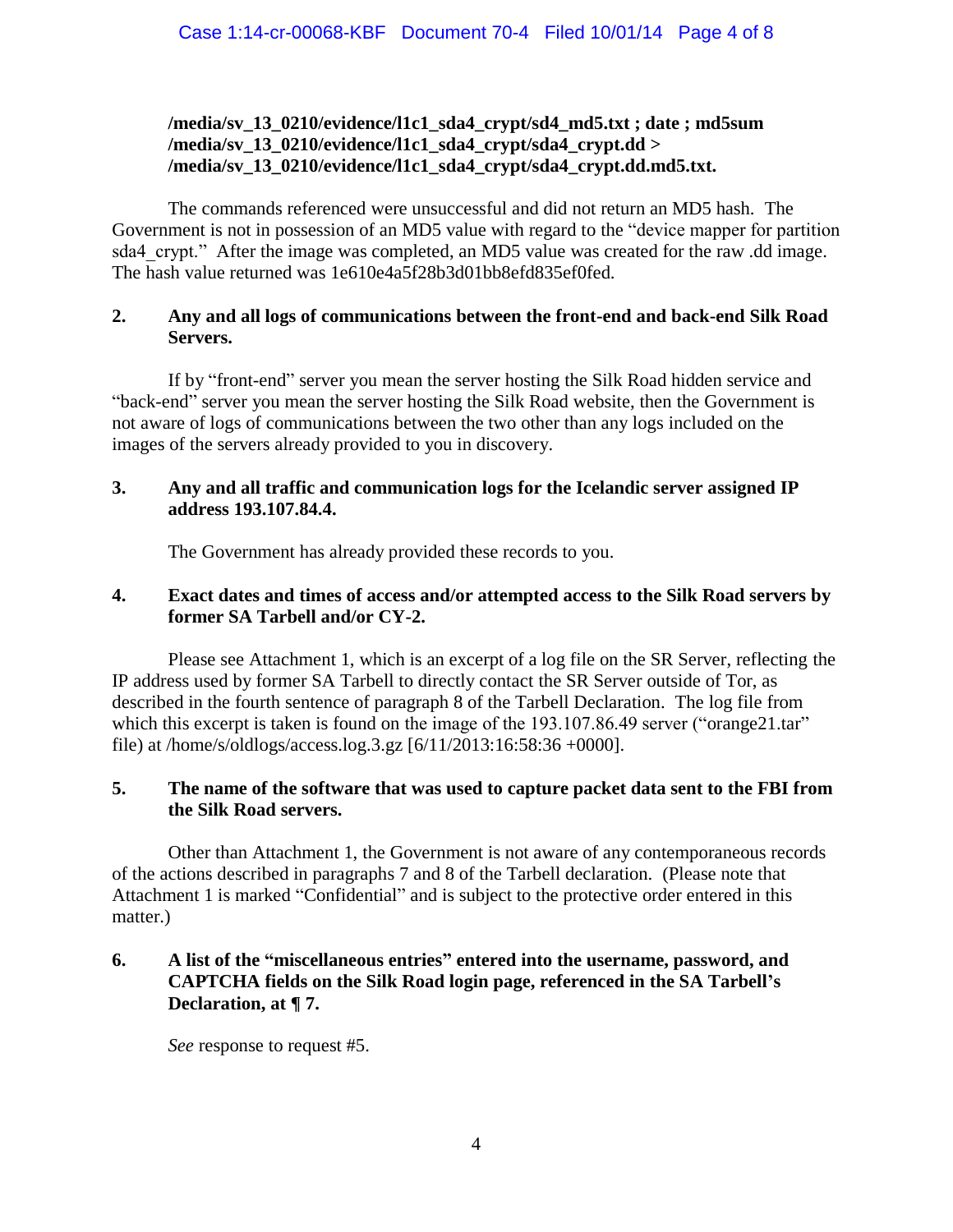**/media/sv_13_0210/evidence/l1c1_sda4_crypt/sd4_md5.txt ; date ; md5sum /media/sv_13_0210/evidence/l1c1_sda4_crypt/sda4_crypt.dd > /media/sv_13_0210/evidence/l1c1_sda4_crypt/sda4_crypt.dd.md5.txt.**

The commands referenced were unsuccessful and did not return an MD5 hash. The Government is not in possession of an MD5 value with regard to the "device mapper for partition sda4_crypt." After the image was completed, an MD5 value was created for the raw .dd image. The hash value returned was 1e610e4a5f28b3d01bb8efd835ef0fed.

**2. Any and all logs of communications between the front-end and back-end Silk Road Servers.**

If by "front-end" server you mean the server hosting the Silk Road hidden service and "back-end" server you mean the server hosting the Silk Road website, then the Government is not aware of logs of communications between the two other than any logs included on the images of the servers already provided to you in discovery.

**3. Any and all traffic and communication logs for the Icelandic server assigned IP address 193.107.84.4.**

The Government has already provided these records to you.

**4. Exact dates and times of access and/or attempted access to the Silk Road servers by former SA Tarbell and/or CY-2.**

Please see Attachment 1, which is an excerpt of a log file on the SR Server, reflecting the IP address used by former SA Tarbell to directly contact the SR Server outside of Tor, as described in the fourth sentence of paragraph 8 of the Tarbell Declaration. The log file from which this excerpt is taken is found on the image of the 193.107.86.49 server ("orange21.tar" file) at /home/s/oldlogs/access.log.3.gz [6/11/2013:16:58:36 +0000].

**5. The name of the software that was used to capture packet data sent to the FBI from the Silk Road servers.**

Other than Attachment 1, the Government is not aware of any contemporaneous records of the actions described in paragraphs 7 and 8 of the Tarbell declaration. (Please note that Attachment 1 is marked "Confidential" and is subject to the protective order entered in this matter.)

**6. A list of the "miscellaneous entries" entered into the username, password, and CAPTCHA fields on the Silk Road login page, referenced in the SA Tarbell's Declaration, at ¶ 7.**

*See* response to request #5.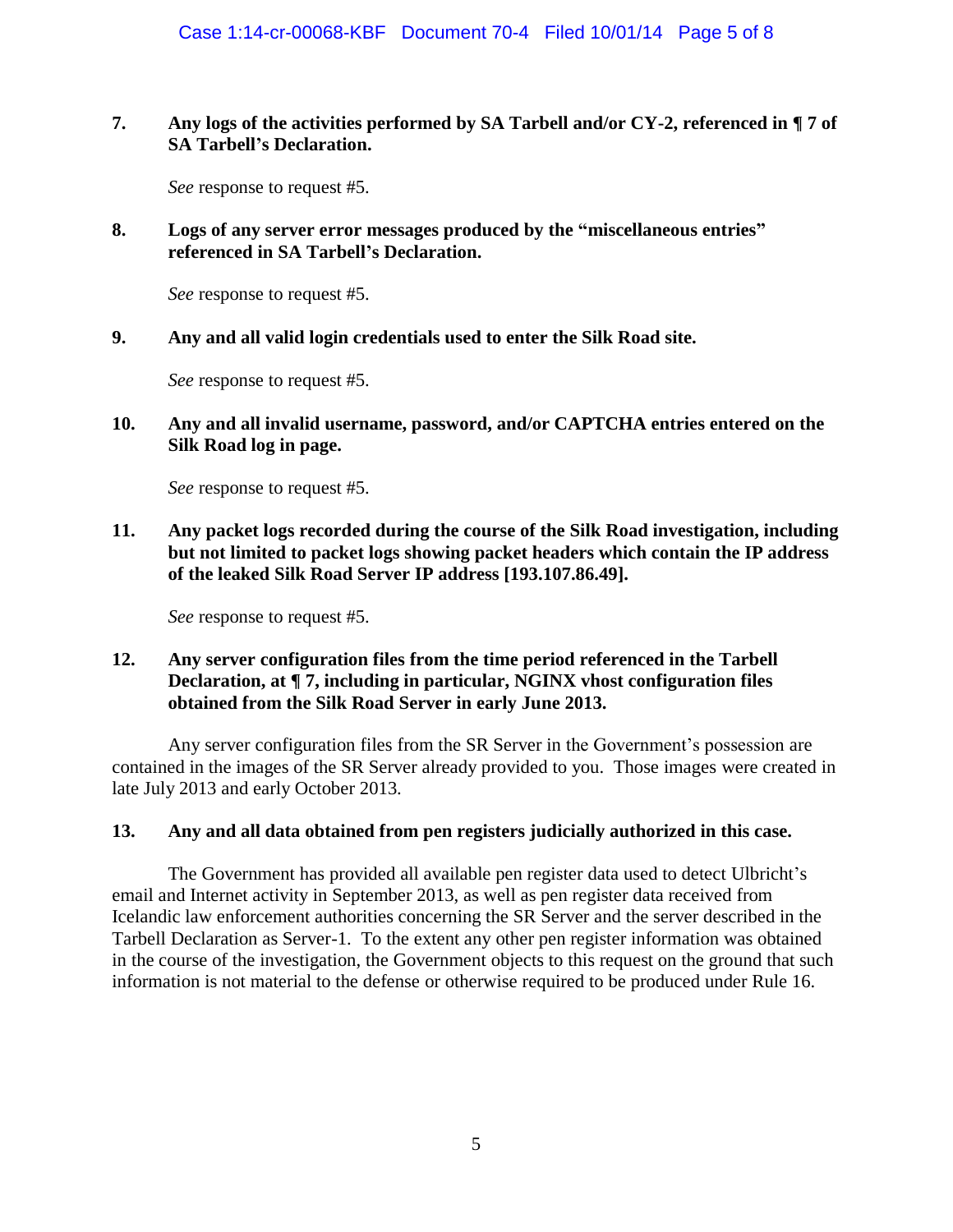7. **Any logs of the activities performed by SA Tarbell and/or CY-2, referenced in ¶ 7 of SA Tarbell's Declaration.**

   *See* response to request #5.

8. **Logs of any server error messages produced by the "miscellaneous entries" referenced in SA Tarbell's Declaration.**

   *See* response to request #5.

9. **Any and all valid login credentials used to enter the Silk Road site.**

   *See* response to request #5.

10. **Any and all invalid username, password, and/or CAPTCHA entries entered on the Silk Road log in page.**

    *See* response to request #5.

11. **Any packet logs recorded during the course of the Silk Road investigation, including but not limited to packet logs showing packet headers which contain the IP address of the leaked Silk Road Server IP address [193.107.86.49].**

    *See* response to request #5.

12. **Any server configuration files from the time period referenced in the Tarbell Declaration, at ¶ 7, including in particular, NGINX vhost configuration files obtained from the Silk Road Server in early June 2013.**

    Any server configuration files from the SR Server in the Government's possession are contained in the images of the SR Server already provided to you. Those images were created in late July 2013 and early October 2013.

13. **Any and all data obtained from pen registers judicially authorized in this case.**

    The Government has provided all available pen register data used to detect Ulbricht's email and Internet activity in September 2013, as well as pen register data received from Icelandic law enforcement authorities concerning the SR Server and the server described in the Tarbell Declaration as Server-1. To the extent any other pen register information was obtained in the course of the investigation, the Government objects to this request on the ground that such information is not material to the defense or otherwise required to be produced under Rule 16.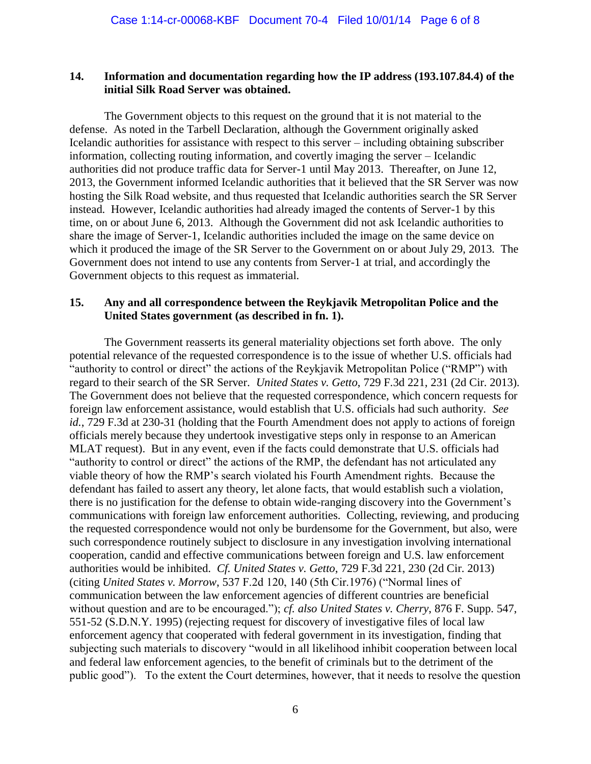**14. Information and documentation regarding how the IP address (193.107.84.4) of the initial Silk Road Server was obtained.**

The Government objects to this request on the ground that it is not material to the defense. As noted in the Tarbell Declaration, although the Government originally asked Icelandic authorities for assistance with respect to this server – including obtaining subscriber information, collecting routing information, and covertly imaging the server – Icelandic authorities did not produce traffic data for Server-1 until May 2013. Thereafter, on June 12, 2013, the Government informed Icelandic authorities that it believed that the SR Server was now hosting the Silk Road website, and thus requested that Icelandic authorities search the SR Server instead. However, Icelandic authorities had already imaged the contents of Server-1 by this time, on or about June 6, 2013. Although the Government did not ask Icelandic authorities to share the image of Server-1, Icelandic authorities included the image on the same device on which it produced the image of the SR Server to the Government on or about July 29, 2013. The Government does not intend to use any contents from Server-1 at trial, and accordingly the Government objects to this request as immaterial.

**15. Any and all correspondence between the Reykjavik Metropolitan Police and the United States government (as described in fn. 1).**

The Government reasserts its general materiality objections set forth above. The only potential relevance of the requested correspondence is to the issue of whether U.S. officials had "authority to control or direct" the actions of the Reykjavik Metropolitan Police ("RMP") with regard to their search of the SR Server. *United States v. Getto*, 729 F.3d 221, 231 (2d Cir. 2013). The Government does not believe that the requested correspondence, which concern requests for foreign law enforcement assistance, would establish that U.S. officials had such authority. *See id.*, 729 F.3d at 230-31 (holding that the Fourth Amendment does not apply to actions of foreign officials merely because they undertook investigative steps only in response to an American MLAT request). But in any event, even if the facts could demonstrate that U.S. officials had "authority to control or direct" the actions of the RMP, the defendant has not articulated any viable theory of how the RMP's search violated his Fourth Amendment rights. Because the defendant has failed to assert any theory, let alone facts, that would establish such a violation, there is no justification for the defense to obtain wide-ranging discovery into the Government's communications with foreign law enforcement authorities. Collecting, reviewing, and producing the requested correspondence would not only be burdensome for the Government, but also, were such correspondence routinely subject to disclosure in any investigation involving international cooperation, candid and effective communications between foreign and U.S. law enforcement authorities would be inhibited. *Cf. United States v. Getto*, 729 F.3d 221, 230 (2d Cir. 2013) (citing *United States v. Morrow*, 537 F.2d 120, 140 (5th Cir.1976) ("Normal lines of communication between the law enforcement agencies of different countries are beneficial without question and are to be encouraged."); *cf. also United States v. Cherry*, 876 F. Supp. 547, 551-52 (S.D.N.Y. 1995) (rejecting request for discovery of investigative files of local law enforcement agency that cooperated with federal government in its investigation, finding that subjecting such materials to discovery "would in all likelihood inhibit cooperation between local and federal law enforcement agencies, to the benefit of criminals but to the detriment of the public good"). To the extent the Court determines, however, that it needs to resolve the question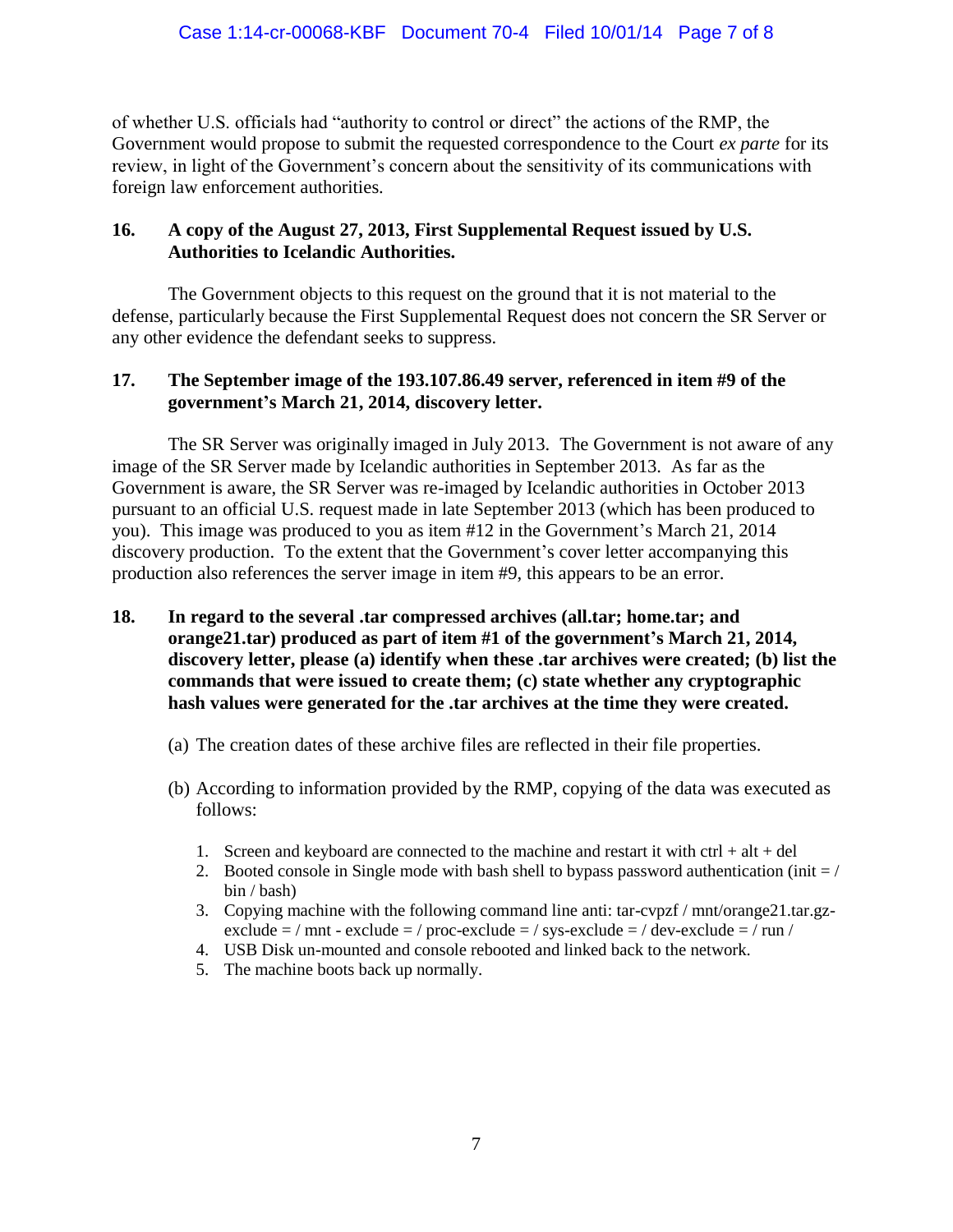of whether U.S. officials had "authority to control or direct" the actions of the RMP, the Government would propose to submit the requested correspondence to the Court *ex parte* for its review, in light of the Government's concern about the sensitivity of its communications with foreign law enforcement authorities.

**16. A copy of the August 27, 2013, First Supplemental Request issued by U.S. Authorities to Icelandic Authorities.**

The Government objects to this request on the ground that it is not material to the defense, particularly because the First Supplemental Request does not concern the SR Server or any other evidence the defendant seeks to suppress.

**17. The September image of the 193.107.86.49 server, referenced in item #9 of the government's March 21, 2014, discovery letter.**

The SR Server was originally imaged in July 2013. The Government is not aware of any image of the SR Server made by Icelandic authorities in September 2013. As far as the Government is aware, the SR Server was re-imaged by Icelandic authorities in October 2013 pursuant to an official U.S. request made in late September 2013 (which has been produced to you). This image was produced to you as item #12 in the Government's March 21, 2014 discovery production. To the extent that the Government's cover letter accompanying this production also references the server image in item #9, this appears to be an error.

**18. In regard to the several .tar compressed archives (all.tar; home.tar; and orange21.tar) produced as part of item #1 of the government's March 21, 2014, discovery letter, please (a) identify when these .tar archives were created; (b) list the commands that were issued to create them; (c) state whether any cryptographic hash values were generated for the .tar archives at the time they were created.**

(a) The creation dates of these archive files are reflected in their file properties.

(b) According to information provided by the RMP, copying of the data was executed as follows:

1. Screen and keyboard are connected to the machine and restart it with ctrl + alt + del
2. Booted console in Single mode with bash shell to bypass password authentication (init = / bin / bash)
3. Copying machine with the following command line anti: tar-cvpzf / mnt/orange21.tar.gz-exclude = / mnt - exclude = / proc-exclude = / sys-exclude = / dev-exclude = / run /
4. USB Disk un-mounted and console rebooted and linked back to the network.
5. The machine boots back up normally.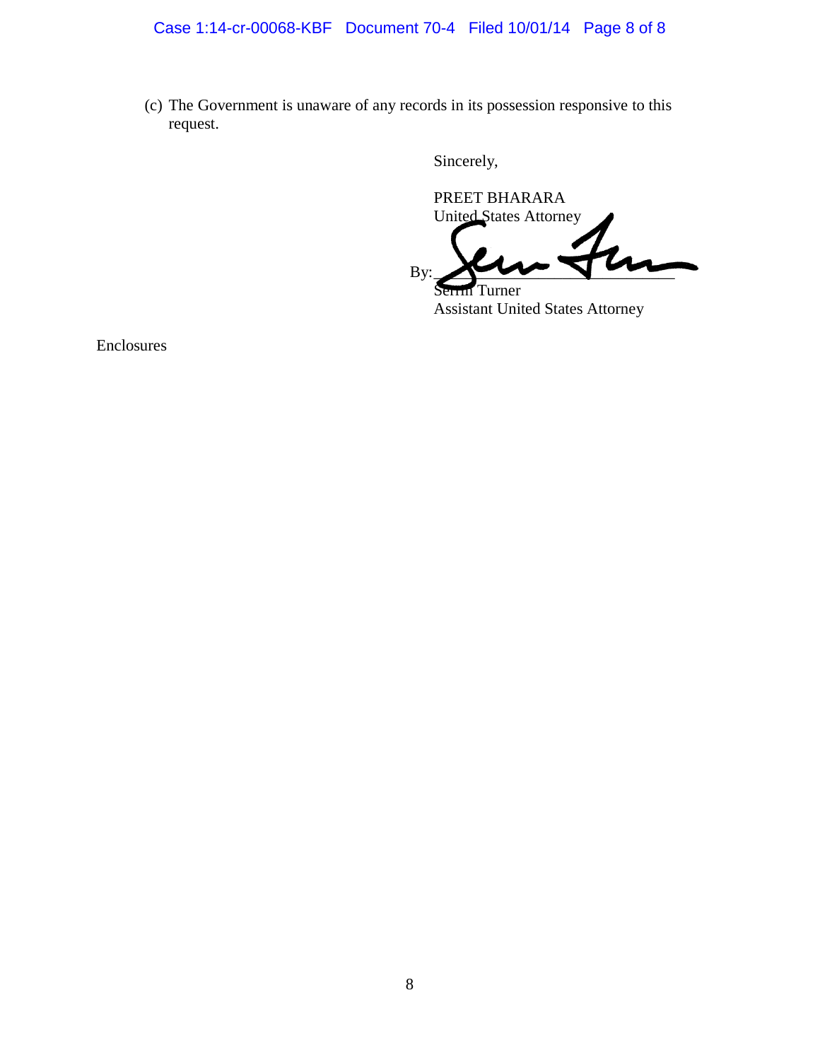(c) The Government is unaware of any records in its possession responsive to this request.

Sincerely,

PREET BHARARA
United States Attorney

By: ______________________________
Serrin Turner
Assistant United States Attorney

Enclosures